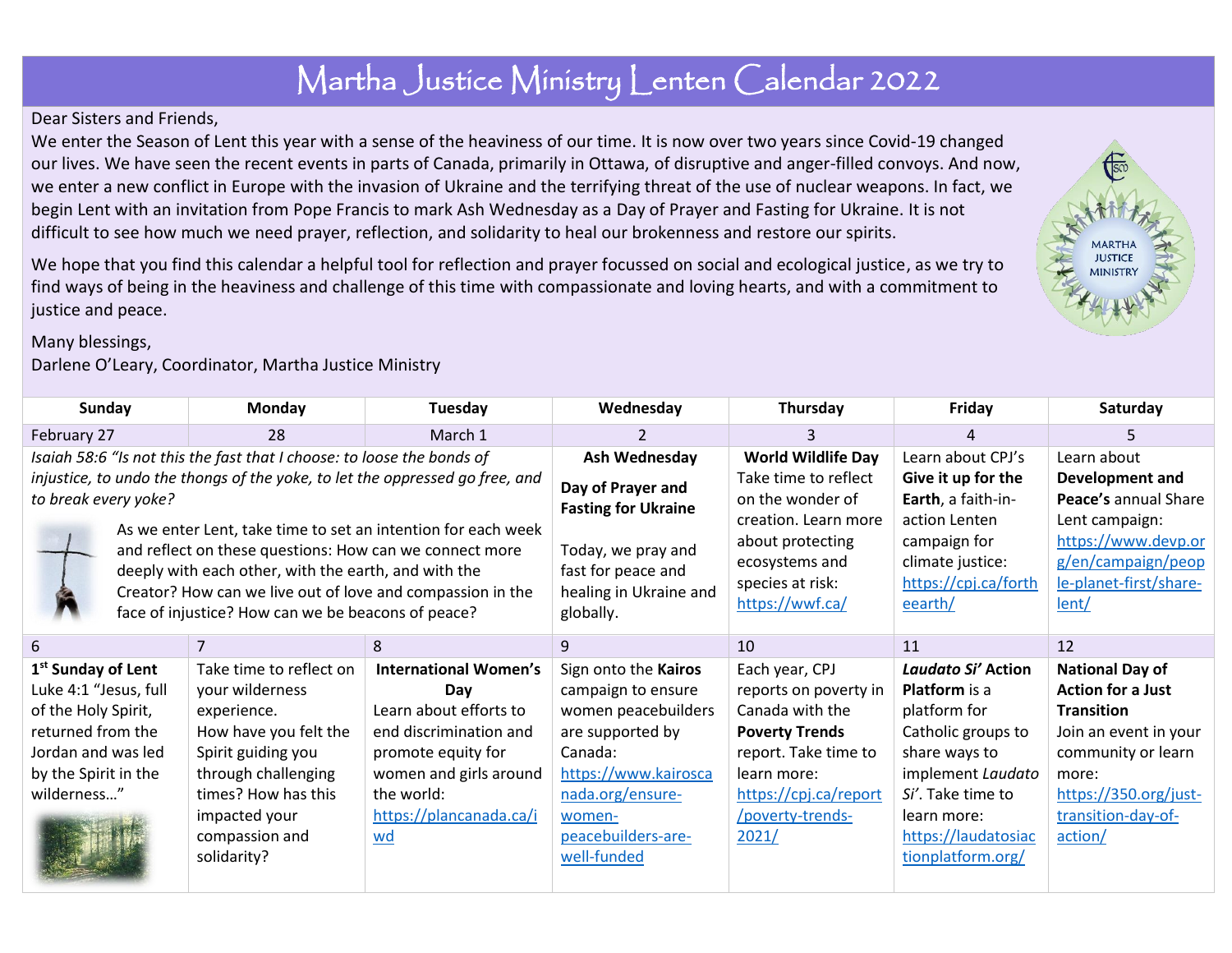# Martha Justice Ministry Lenten Calendar 2022

Dear Sisters and Friends,

We enter the Season of Lent this year with a sense of the heaviness of our time. It is now over two years since Covid-19 changed our lives. We have seen the recent events in parts of Canada, primarily in Ottawa, of disruptive and anger-filled convoys. And now, we enter a new conflict in Europe with the invasion of Ukraine and the terrifying threat of the use of nuclear weapons. In fact, we begin Lent with an invitation from Pope Francis to mark Ash Wednesday as a Day of Prayer and Fasting for Ukraine. It is not difficult to see how much we need prayer, reflection, and solidarity to heal our brokenness and restore our spirits.

We hope that you find this calendar a helpful tool for reflection and prayer focussed on social and ecological justice, as we try to find ways of being in the heaviness and challenge of this time with compassionate and loving hearts, and with a commitment to justice and peace.

Many blessings,
Darlene O'Leary, Coordinator, Martha Justice Ministry

| Sunday | Monday | Tuesday | Wednesday | Thursday | Friday | Saturday |
|---|---|---|---|---|---|---|
| February 27 | 28 | March 1 | 2 | 3 | 4 | 5 |
| *Isaiah 58:6 "Is not this the fast that I choose: to loose the bonds of injustice, to undo the thongs of the yoke, to let the oppressed go free, and to break every yoke?* As we enter Lent, take time to set an intention for each week and reflect on these questions: How can we connect more deeply with each other, with the earth, and with the Creator? How can we live out of love and compassion in the face of injustice? How can we be beacons of peace? | | | **Ash Wednesday** **Day of Prayer and Fasting for Ukraine** Today, we pray and fast for peace and healing in Ukraine and globally. | **World Wildlife Day** Take time to reflect on the wonder of creation. Learn more about protecting ecosystems and species at risk: https://wwf.ca/ | Learn about CPJ's **Give it up for the Earth**, a faith-in-action Lenten campaign for climate justice: https://cpj.ca/fortheearth/ | Learn about **Development and Peace's** annual Share Lent campaign: https://www.devp.org/en/campaign/people-planet-first/share-lent/ |
| 6 | 7 | 8 | 9 | 10 | 11 | 12 |
| **1st Sunday of Lent** Luke 4:1 "Jesus, full of the Holy Spirit, returned from the Jordan and was led by the Spirit in the wilderness…" | Take time to reflect on your wilderness experience. How have you felt the Spirit guiding you through challenging times? How has this impacted your compassion and solidarity? | **International Women's Day** Learn about efforts to end discrimination and promote equity for women and girls around the world: https://plancanada.ca/iwd | Sign onto the **Kairos** campaign to ensure women peacebuilders are supported by Canada: https://www.kairoscanada.org/ensure-women-peacebuilders-are-well-funded | Each year, CPJ reports on poverty in Canada with the **Poverty Trends** report. Take time to learn more: https://cpj.ca/report/poverty-trends-2021/ | ***Laudato Si' Action Platform*** is a platform for Catholic groups to share ways to implement *Laudato Si'*. Take time to learn more: https://laudatosiactionplatform.org/ | **National Day of Action for a Just Transition** Join an event in your community or learn more: https://350.org/just-transition-day-of-action/ |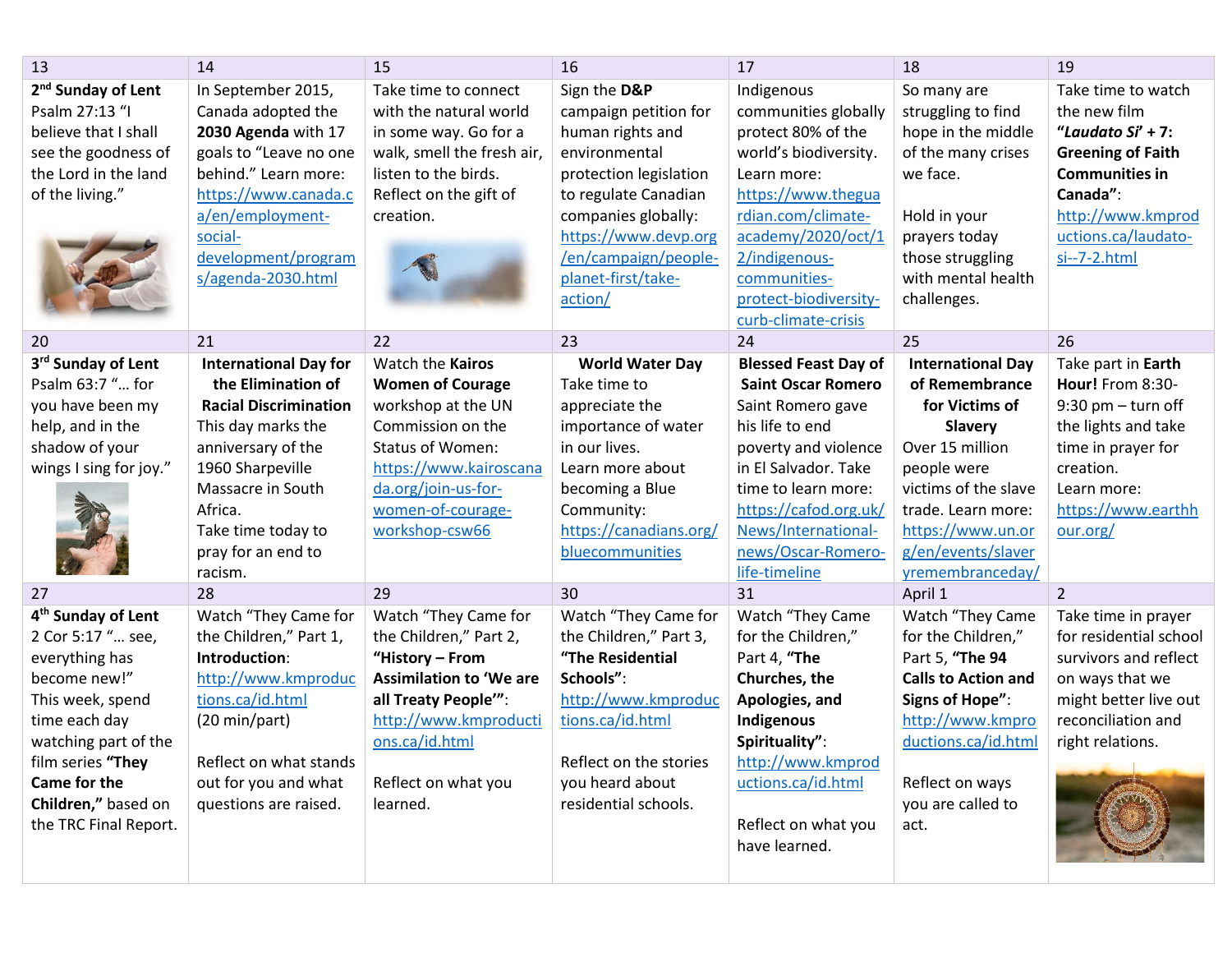| 13 | 14 | 15 | 16 | 17 | 18 | 19 |
|---|---|---|---|---|---|---|
| **2nd Sunday of Lent** Psalm 27:13 "I believe that I shall see the goodness of the Lord in the land of the living." | In September 2015, Canada adopted the **2030 Agenda** with 17 goals to "Leave no one behind." Learn more: https://www.canada.ca/en/employment-social-development/programs/agenda-2030.html | Take time to connect with the natural world in some way. Go for a walk, smell the fresh air, listen to the birds. Reflect on the gift of creation. | Sign the **D&P** campaign petition for human rights and environmental protection legislation to regulate Canadian companies globally: https://www.devp.org/en/campaign/people-planet-first/take-action/ | Indigenous communities globally protect 80% of the world's biodiversity. Learn more: https://www.theguardian.com/climate-academy/2020/oct/12/indigenous-communities-protect-biodiversity-curb-climate-crisis | So many are struggling to find hope in the middle of the many crises we face. Hold in your prayers today those struggling with mental health challenges. | Take time to watch the new film ***"Laudato Si'*** **+ 7: Greening of Faith Communities in Canada"**: http://www.kmproductions.ca/laudato-si--7-2.html |
| **20** | **21** | **22** | **23** | **24** | **25** | **26** |
| **3rd Sunday of Lent** Psalm 63:7 "… for you have been my help, and in the shadow of your wings I sing for joy." | **International Day for the Elimination of Racial Discrimination** This day marks the anniversary of the 1960 Sharpeville Massacre in South Africa. Take time today to pray for an end to racism. | Watch the **Kairos Women of Courage** workshop at the UN Commission on the Status of Women: https://www.kairoscanada.org/join-us-for-women-of-courage-workshop-csw66 | **World Water Day** Take time to appreciate the importance of water in our lives. Learn more about becoming a Blue Community: https://canadians.org/bluecommunities | **Blessed Feast Day of Saint Oscar Romero** Saint Romero gave his life to end poverty and violence in El Salvador. Take time to learn more: https://cafod.org.uk/News/International-news/Oscar-Romero-life-timeline | **International Day of Remembrance for Victims of Slavery** Over 15 million people were victims of the slave trade. Learn more: https://www.un.org/en/events/slaveryremembranceday/ | Take part in **Earth Hour!** From 8:30-9:30 pm – turn off the lights and take time in prayer for creation. Learn more: https://www.earthhour.org/ |
| **27** | **28** | **29** | **30** | **31** | **April 1** | **2** |
| **4th Sunday of Lent** 2 Cor 5:17 "… see, everything has become new!" This week, spend time each day watching part of the film series **"They Came for the Children,"** based on the TRC Final Report. | Watch "They Came for the Children," Part 1, **Introduction**: http://www.kmproductions.ca/id.html (20 min/part) Reflect on what stands out for you and what questions are raised. | Watch "They Came for the Children," Part 2, **"History – From Assimilation to 'We are all Treaty People'"**: http://www.kmproductions.ca/id.html Reflect on what you learned. | Watch "They Came for the Children," Part 3, **"The Residential Schools"**: http://www.kmproductions.ca/id.html Reflect on the stories you heard about residential schools. | Watch "They Came for the Children," Part 4, **"The Churches, the Apologies, and Indigenous Spirituality"**: http://www.kmproductions.ca/id.html Reflect on what you have learned. | Watch "They Came for the Children," Part 5, **"The 94 Calls to Action and Signs of Hope"**: http://www.kmproductions.ca/id.html Reflect on ways you are called to act. | Take time in prayer for residential school survivors and reflect on ways that we might better live out reconciliation and right relations. |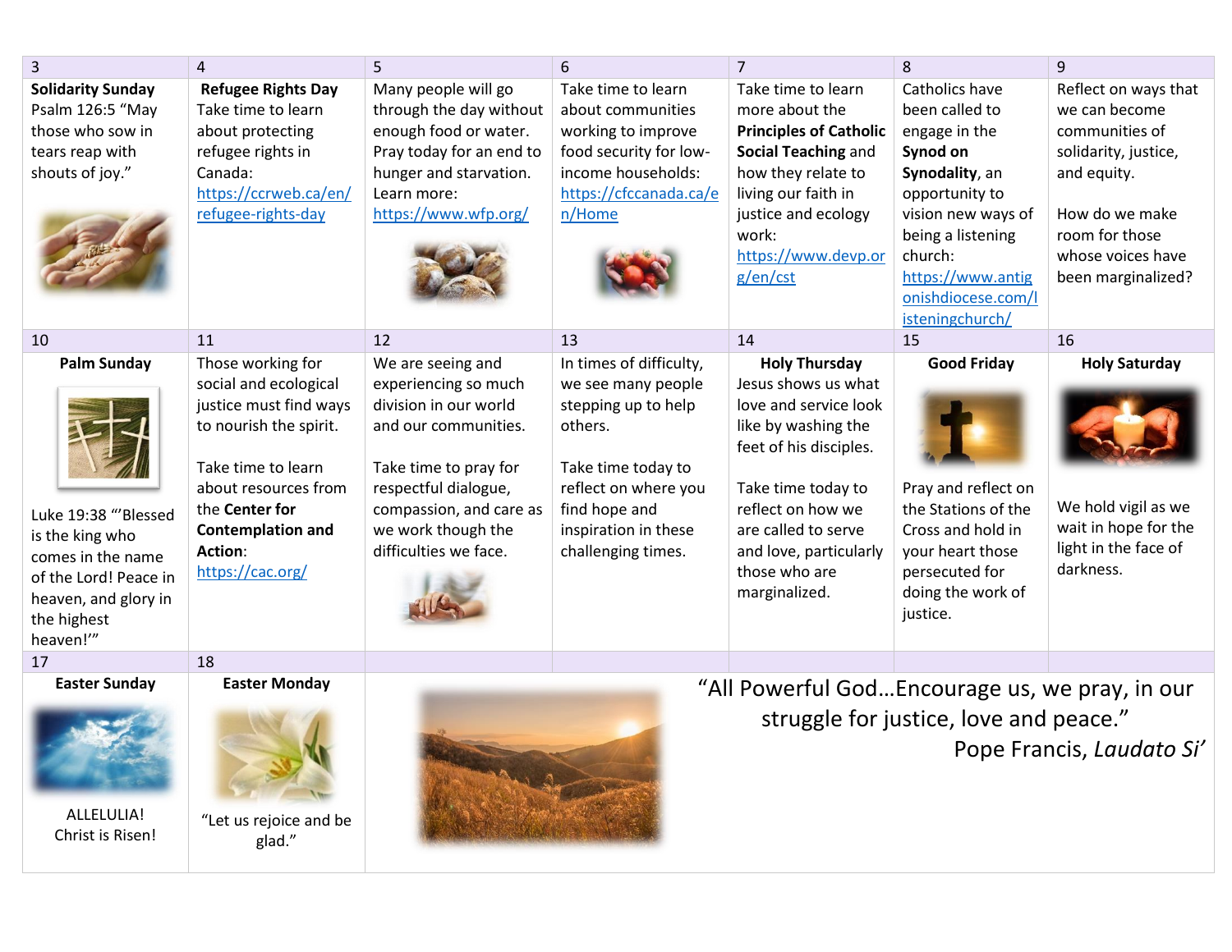| 3 | 4 | 5 | 6 | 7 | 8 | 9 |
|---|---|---|---|---|---|---|
| **Solidarity Sunday** Psalm 126:5 "May those who sow in tears reap with shouts of joy." | **Refugee Rights Day** Take time to learn about protecting refugee rights in Canada: https://ccrweb.ca/en/refugee-rights-day | Many people will go through the day without enough food or water. Pray today for an end to hunger and starvation. Learn more: https://www.wfp.org/ | Take time to learn about communities working to improve food security for low-income households: https://cfccanada.ca/en/Home | Take time to learn more about the **Principles of Catholic Social Teaching** and how they relate to living our faith in justice and ecology work: https://www.devp.org/en/cst | Catholics have been called to engage in the **Synod on Synodality**, an opportunity to vision new ways of being a listening church: https://www.antigonishdiocese.com/listeningchurch/ | Reflect on ways that we can become communities of solidarity, justice, and equity. How do we make room for those whose voices have been marginalized? |
| 10 | 11 | 12 | 13 | 14 | 15 | 16 |
| **Palm Sunday** Luke 19:38 "'Blessed is the king who comes in the name of the Lord! Peace in heaven, and glory in the highest heaven!'" | Those working for social and ecological justice must find ways to nourish the spirit. Take time to learn about resources from the **Center for Contemplation and Action**: https://cac.org/ | We are seeing and experiencing so much division in our world and our communities. Take time to pray for respectful dialogue, compassion, and care as we work though the difficulties we face. | In times of difficulty, we see many people stepping up to help others. Take time today to reflect on where you find hope and inspiration in these challenging times. | **Holy Thursday** Jesus shows us what love and service look like by washing the feet of his disciples. Take time today to reflect on how we are called to serve and love, particularly those who are marginalized. | **Good Friday** Pray and reflect on the Stations of the Cross and hold in your heart those persecuted for doing the work of justice. | **Holy Saturday** We hold vigil as we wait in hope for the light in the face of darkness. |
| 17 | 18 | | | | | |
| **Easter Sunday** ALLELUIA! Christ is Risen! | **Easter Monday** "Let us rejoice and be glad." | | | | | |

"All Powerful God…Encourage us, we pray, in our struggle for justice, love and peace."
Pope Francis, *Laudato Si'*